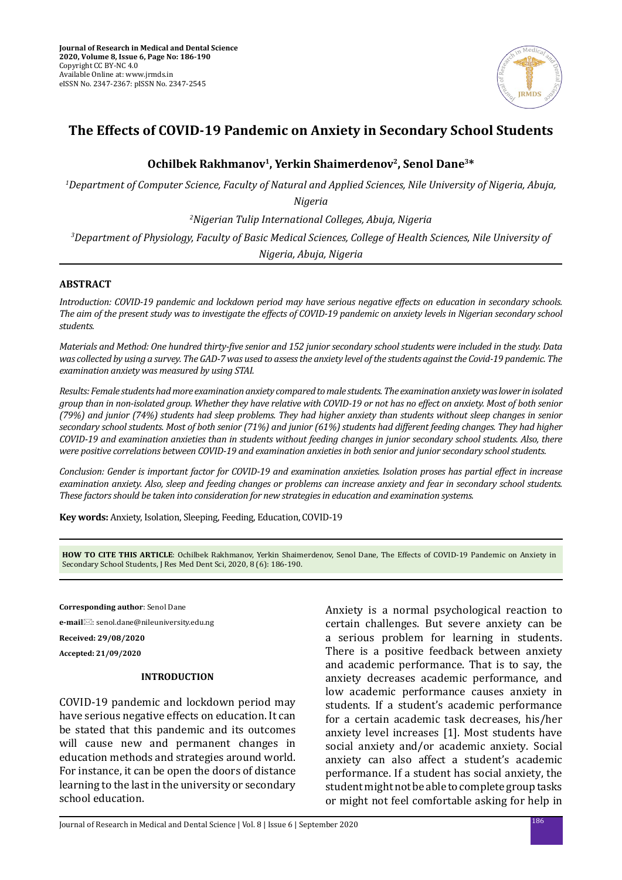# The Effects of COVID-19 Pandemic on Anxiety in Secondary School Students

**Ochilbek Rakhmanov[1], Yerkin Shaimerdenov[2], Senol Dane[3]***

[1]*Department of Computer Science, Faculty of Natural and Applied Sciences, Nile University of Nigeria, Abuja, Nigeria*

[2]*Nigerian Tulip International Colleges, Abuja, Nigeria*

[3]*Department of Physiology, Faculty of Basic Medical Sciences, College of Health Sciences, Nile University of Nigeria, Abuja, Nigeria*

## ABSTRACT

*Introduction: COVID-19 pandemic and lockdown period may have serious negative effects on education in secondary schools. The aim of the present study was to investigate the effects of COVID-19 pandemic on anxiety levels in Nigerian secondary school students.*

*Materials and Method: One hundred thirty-five senior and 152 junior secondary school students were included in the study. Data was collected by using a survey. The GAD-7 was used to assess the anxiety level of the students against the Covid-19 pandemic. The examination anxiety was measured by using STAI.*

*Results: Female students had more examination anxiety compared to male students. The examination anxiety was lower in isolated group than in non-isolated group. Whether they have relative with COVID-19 or not has no effect on anxiety. Most of both senior (79%) and junior (74%) students had sleep problems. They had higher anxiety than students without sleep changes in senior secondary school students. Most of both senior (71%) and junior (61%) students had different feeding changes. They had higher COVID-19 and examination anxieties than in students without feeding changes in junior secondary school students. Also, there were positive correlations between COVID-19 and examination anxieties in both senior and junior secondary school students.*

*Conclusion: Gender is important factor for COVID-19 and examination anxieties. Isolation proses has partial effect in increase examination anxiety. Also, sleep and feeding changes or problems can increase anxiety and fear in secondary school students. These factors should be taken into consideration for new strategies in education and examination systems.*

**Key words:** Anxiety, Isolation, Sleeping, Feeding, Education, COVID-19

**HOW TO CITE THIS ARTICLE**: Ochilbek Rakhmanov, Yerkin Shaimerdenov, Senol Dane, The Effects of COVID-19 Pandemic on Anxiety in Secondary School Students, J Res Med Dent Sci, 2020, 8 (6): 186-190.

**Corresponding author**: Senol Dane

**e-mail**: senol.dane@nileuniversity.edu.ng

**Received: 29/08/2020**

**Accepted: 21/09/2020**

## INTRODUCTION

COVID-19 pandemic and lockdown period may have serious negative effects on education. It can be stated that this pandemic and its outcomes will cause new and permanent changes in education methods and strategies around world. For instance, it can be open the doors of distance learning to the last in the university or secondary school education.

Anxiety is a normal psychological reaction to certain challenges. But severe anxiety can be a serious problem for learning in students. There is a positive feedback between anxiety and academic performance. That is to say, the anxiety decreases academic performance, and low academic performance causes anxiety in students. If a student's academic performance for a certain academic task decreases, his/her anxiety level increases [1]. Most students have social anxiety and/or academic anxiety. Social anxiety can also affect a student's academic performance. If a student has social anxiety, the student might not be able to complete group tasks or might not feel comfortable asking for help in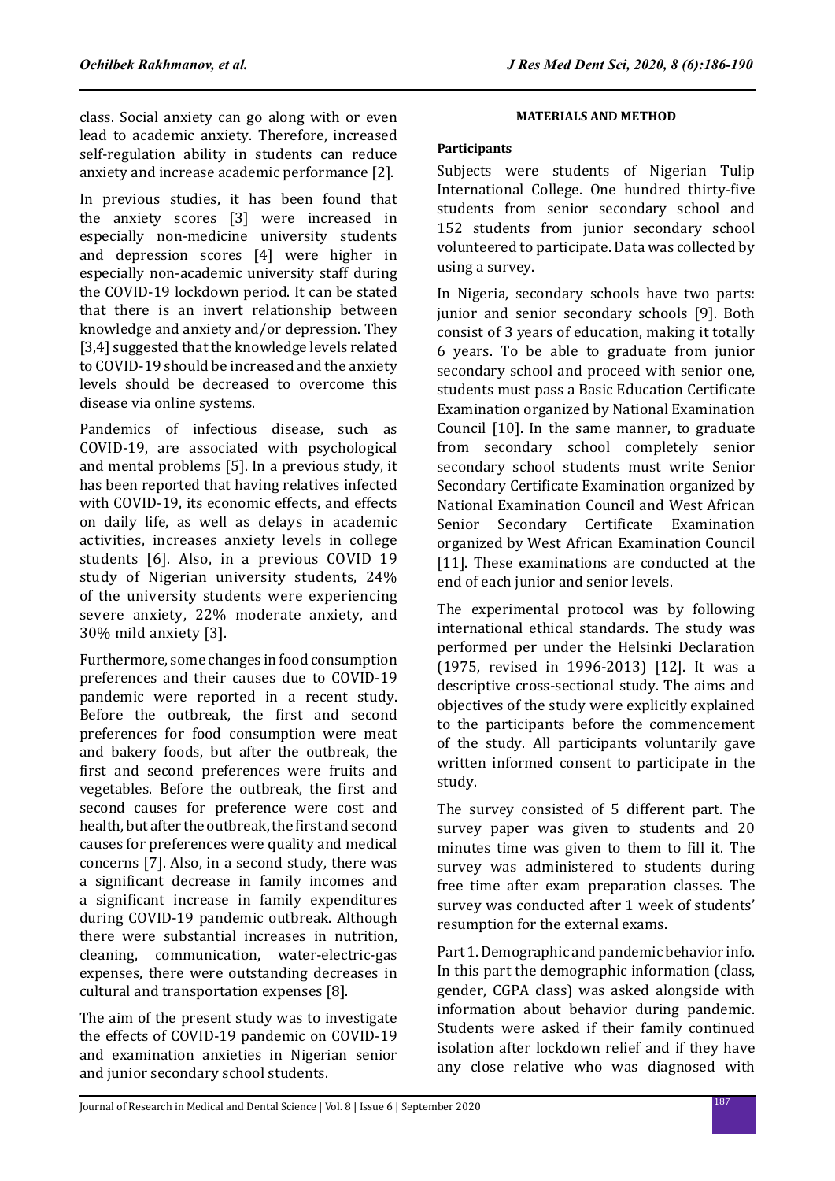class. Social anxiety can go along with or even lead to academic anxiety. Therefore, increased self-regulation ability in students can reduce anxiety and increase academic performance [2].

In previous studies, it has been found that the anxiety scores [3] were increased in especially non-medicine university students and depression scores [4] were higher in especially non-academic university staff during the COVID-19 lockdown period. It can be stated that there is an invert relationship between knowledge and anxiety and/or depression. They [3,4] suggested that the knowledge levels related to COVID-19 should be increased and the anxiety levels should be decreased to overcome this disease via online systems.

Pandemics of infectious disease, such as COVID-19, are associated with psychological and mental problems [5]. In a previous study, it has been reported that having relatives infected with COVID-19, its economic effects, and effects on daily life, as well as delays in academic activities, increases anxiety levels in college students [6]. Also, in a previous COVID 19 study of Nigerian university students, 24% of the university students were experiencing severe anxiety, 22% moderate anxiety, and 30% mild anxiety [3].

Furthermore, some changes in food consumption preferences and their causes due to COVID-19 pandemic were reported in a recent study. Before the outbreak, the first and second preferences for food consumption were meat and bakery foods, but after the outbreak, the first and second preferences were fruits and vegetables. Before the outbreak, the first and second causes for preference were cost and health, but after the outbreak, the first and second causes for preferences were quality and medical concerns [7]. Also, in a second study, there was a significant decrease in family incomes and a significant increase in family expenditures during COVID-19 pandemic outbreak. Although there were substantial increases in nutrition, cleaning, communication, water-electric-gas expenses, there were outstanding decreases in cultural and transportation expenses [8].

The aim of the present study was to investigate the effects of COVID-19 pandemic on COVID-19 and examination anxieties in Nigerian senior and junior secondary school students.

## MATERIALS AND METHOD

### Participants

Subjects were students of Nigerian Tulip International College. One hundred thirty-five students from senior secondary school and 152 students from junior secondary school volunteered to participate. Data was collected by using a survey.

In Nigeria, secondary schools have two parts: junior and senior secondary schools [9]. Both consist of 3 years of education, making it totally 6 years. To be able to graduate from junior secondary school and proceed with senior one, students must pass a Basic Education Certificate Examination organized by National Examination Council [10]. In the same manner, to graduate from secondary school completely senior secondary school students must write Senior Secondary Certificate Examination organized by National Examination Council and West African Senior Secondary Certificate Examination organized by West African Examination Council [11]. These examinations are conducted at the end of each junior and senior levels.

The experimental protocol was by following international ethical standards. The study was performed per under the Helsinki Declaration (1975, revised in 1996-2013) [12]. It was a descriptive cross-sectional study. The aims and objectives of the study were explicitly explained to the participants before the commencement of the study. All participants voluntarily gave written informed consent to participate in the study.

The survey consisted of 5 different part. The survey paper was given to students and 20 minutes time was given to them to fill it. The survey was administered to students during free time after exam preparation classes. The survey was conducted after 1 week of students' resumption for the external exams.

Part 1. Demographic and pandemic behavior info. In this part the demographic information (class, gender, CGPA class) was asked alongside with information about behavior during pandemic. Students were asked if their family continued isolation after lockdown relief and if they have any close relative who was diagnosed with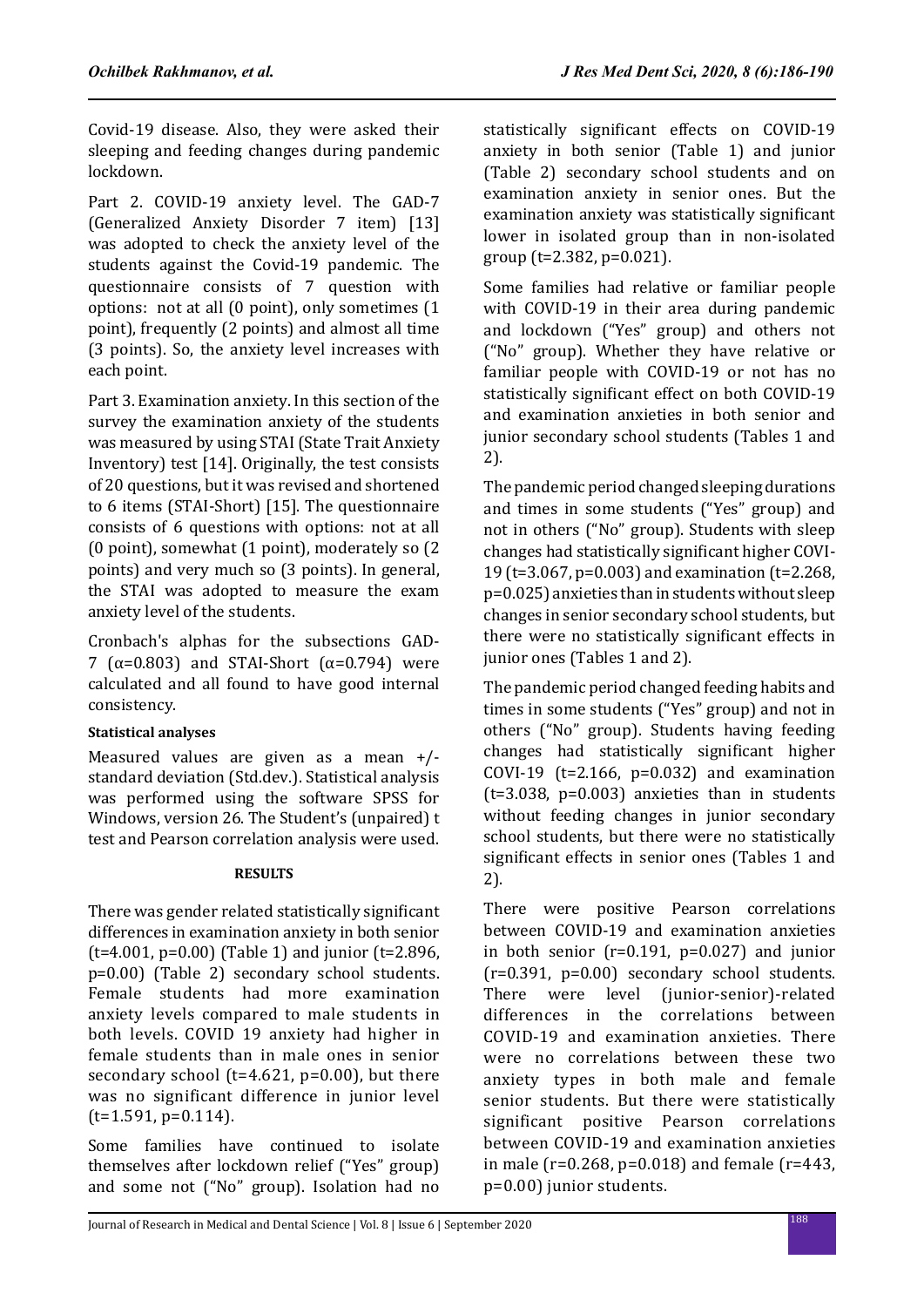Covid-19 disease. Also, they were asked their sleeping and feeding changes during pandemic lockdown.

Part 2. COVID-19 anxiety level. The GAD-7 (Generalized Anxiety Disorder 7 item) [13] was adopted to check the anxiety level of the students against the Covid-19 pandemic. The questionnaire consists of 7 question with options: not at all (0 point), only sometimes (1 point), frequently (2 points) and almost all time (3 points). So, the anxiety level increases with each point.

Part 3. Examination anxiety. In this section of the survey the examination anxiety of the students was measured by using STAI (State Trait Anxiety Inventory) test [14]. Originally, the test consists of 20 questions, but it was revised and shortened to 6 items (STAI-Short) [15]. The questionnaire consists of 6 questions with options: not at all (0 point), somewhat (1 point), moderately so (2 points) and very much so (3 points). In general, the STAI was adopted to measure the exam anxiety level of the students.

Cronbach's alphas for the subsections GAD-7 ($\alpha$=0.803) and STAI-Short ($\alpha$=0.794) were calculated and all found to have good internal consistency.

**Statistical analyses**

Measured values are given as a mean +/- standard deviation (Std.dev.). Statistical analysis was performed using the software SPSS for Windows, version 26. The Student's (unpaired) t test and Pearson correlation analysis were used.

## RESULTS

There was gender related statistically significant differences in examination anxiety in both senior ($t=4.001$, $p=0.00$) (Table 1) and junior ($t=2.896$, $p=0.00$) (Table 2) secondary school students. Female students had more examination anxiety levels compared to male students in both levels. COVID 19 anxiety had higher in female students than in male ones in senior secondary school ($t=4.621$, $p=0.00$), but there was no significant difference in junior level ($t=1.591$, $p=0.114$).

Some families have continued to isolate themselves after lockdown relief ("Yes" group) and some not ("No" group). Isolation had no statistically significant effects on COVID-19 anxiety in both senior (Table 1) and junior (Table 2) secondary school students and on examination anxiety in senior ones. But the examination anxiety was statistically significant lower in isolated group than in non-isolated group ($t=2.382$, $p=0.021$).

Some families had relative or familiar people with COVID-19 in their area during pandemic and lockdown ("Yes" group) and others not ("No" group). Whether they have relative or familiar people with COVID-19 or not has no statistically significant effect on both COVID-19 and examination anxieties in both senior and junior secondary school students (Tables 1 and 2).

The pandemic period changed sleeping durations and times in some students ("Yes" group) and not in others ("No" group). Students with sleep changes had statistically significant higher COVI-19 ($t=3.067$, $p=0.003$) and examination ($t=2.268$, $p=0.025$) anxieties than in students without sleep changes in senior secondary school students, but there were no statistically significant effects in junior ones (Tables 1 and 2).

The pandemic period changed feeding habits and times in some students ("Yes" group) and not in others ("No" group). Students having feeding changes had statistically significant higher COVI-19 ($t=2.166$, $p=0.032$) and examination ($t=3.038$, $p=0.003$) anxieties than in students without feeding changes in junior secondary school students, but there were no statistically significant effects in senior ones (Tables 1 and 2).

There were positive Pearson correlations between COVID-19 and examination anxieties in both senior ($r=0.191$, $p=0.027$) and junior ($r=0.391$, $p=0.00$) secondary school students. There were level (junior-senior)-related differences in the correlations between COVID-19 and examination anxieties. There were no correlations between these two anxiety types in both male and female senior students. But there were statistically significant positive Pearson correlations between COVID-19 and examination anxieties in male ($r=0.268$, $p=0.018$) and female ($r=443$, $p=0.00$) junior students.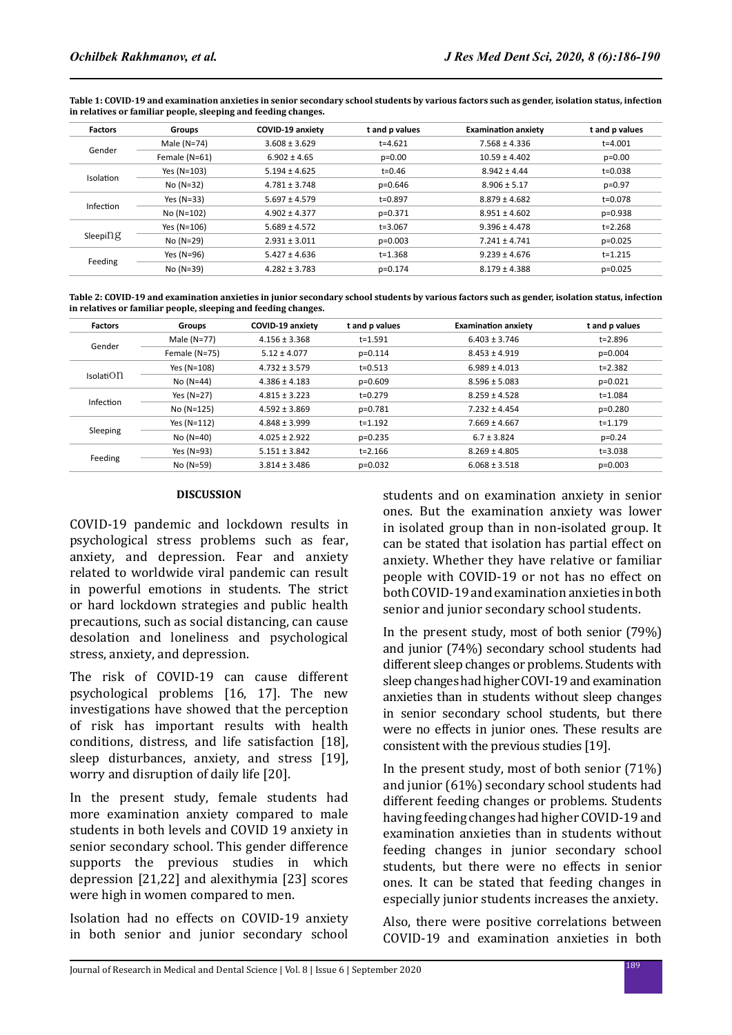**Table 1: COVID-19 and examination anxieties in senior secondary school students by various factors such as gender, isolation status, infection in relatives or familiar people, sleeping and feeding changes.**

| Factors | Groups | COVID-19 anxiety | t and p values | Examination anxiety | t and p values |
|---|---|---|---|---|---|
| Gender | Male (N=74) | 3.608 ± 3.629 | t=4.621 | 7.568 ± 4.336 | t=4.001 |
| | Female (N=61) | 6.902 ± 4.65 | p=0.00 | 10.59 ± 4.402 | p=0.00 |
| Isolation | Yes (N=103) | 5.194 ± 4.625 | t=0.46 | 8.942 ± 4.44 | t=0.038 |
| | No (N=32) | 4.781 ± 3.748 | p=0.646 | 8.906 ± 5.17 | p=0.97 |
| Infection | Yes (N=33) | 5.697 ± 4.579 | t=0.897 | 8.879 ± 4.682 | t=0.078 |
| | No (N=102) | 4.902 ± 4.377 | p=0.371 | 8.951 ± 4.602 | p=0.938 |
| Sleeping | Yes (N=106) | 5.689 ± 4.572 | t=3.067 | 9.396 ± 4.478 | t=2.268 |
| | No (N=29) | 2.931 ± 3.011 | p=0.003 | 7.241 ± 4.741 | p=0.025 |
| Feeding | Yes (N=96) | 5.427 ± 4.636 | t=1.368 | 9.239 ± 4.676 | t=1.215 |
| | No (N=39) | 4.282 ± 3.783 | p=0.174 | 8.179 ± 4.388 | p=0.025 |

**Table 2: COVID-19 and examination anxieties in junior secondary school students by various factors such as gender, isolation status, infection in relatives or familiar people, sleeping and feeding changes.**

| Factors | Groups | COVID-19 anxiety | t and p values | Examination anxiety | t and p values |
|---|---|---|---|---|---|
| Gender | Male (N=77) | 4.156 ± 3.368 | t=1.591 | 6.403 ± 3.746 | t=2.896 |
| | Female (N=75) | 5.12 ± 4.077 | p=0.114 | 8.453 ± 4.919 | p=0.004 |
| Isolation | Yes (N=108) | 4.732 ± 3.579 | t=0.513 | 6.989 ± 4.013 | t=2.382 |
| | No (N=44) | 4.386 ± 4.183 | p=0.609 | 8.596 ± 5.083 | p=0.021 |
| Infection | Yes (N=27) | 4.815 ± 3.223 | t=0.279 | 8.259 ± 4.528 | t=1.084 |
| | No (N=125) | 4.592 ± 3.869 | p=0.781 | 7.232 ± 4.454 | p=0.280 |
| Sleeping | Yes (N=112) | 4.848 ± 3.999 | t=1.192 | 7.669 ± 4.667 | t=1.179 |
| | No (N=40) | 4.025 ± 2.922 | p=0.235 | 6.7 ± 3.824 | p=0.24 |
| Feeding | Yes (N=93) | 5.151 ± 3.842 | t=2.166 | 8.269 ± 4.805 | t=3.038 |
| | No (N=59) | 3.814 ± 3.486 | p=0.032 | 6.068 ± 3.518 | p=0.003 |

## DISCUSSION

COVID-19 pandemic and lockdown results in psychological stress problems such as fear, anxiety, and depression. Fear and anxiety related to worldwide viral pandemic can result in powerful emotions in students. The strict or hard lockdown strategies and public health precautions, such as social distancing, can cause desolation and loneliness and psychological stress, anxiety, and depression.

The risk of COVID-19 can cause different psychological problems [16, 17]. The new investigations have showed that the perception of risk has important results with health conditions, distress, and life satisfaction [18], sleep disturbances, anxiety, and stress [19], worry and disruption of daily life [20].

In the present study, female students had more examination anxiety compared to male students in both levels and COVID 19 anxiety in senior secondary school. This gender difference supports the previous studies in which depression [21,22] and alexithymia [23] scores were high in women compared to men.

Isolation had no effects on COVID-19 anxiety in both senior and junior secondary school students and on examination anxiety in senior ones. But the examination anxiety was lower in isolated group than in non-isolated group. It can be stated that isolation has partial effect on anxiety. Whether they have relative or familiar people with COVID-19 or not has no effect on both COVID-19 and examination anxieties in both senior and junior secondary school students.

In the present study, most of both senior (79%) and junior (74%) secondary school students had different sleep changes or problems. Students with sleep changes had higher COVI-19 and examination anxieties than in students without sleep changes in senior secondary school students, but there were no effects in junior ones. These results are consistent with the previous studies [19].

In the present study, most of both senior (71%) and junior (61%) secondary school students had different feeding changes or problems. Students having feeding changes had higher COVID-19 and examination anxieties than in students without feeding changes in junior secondary school students, but there were no effects in senior ones. It can be stated that feeding changes in especially junior students increases the anxiety.

Also, there were positive correlations between COVID-19 and examination anxieties in both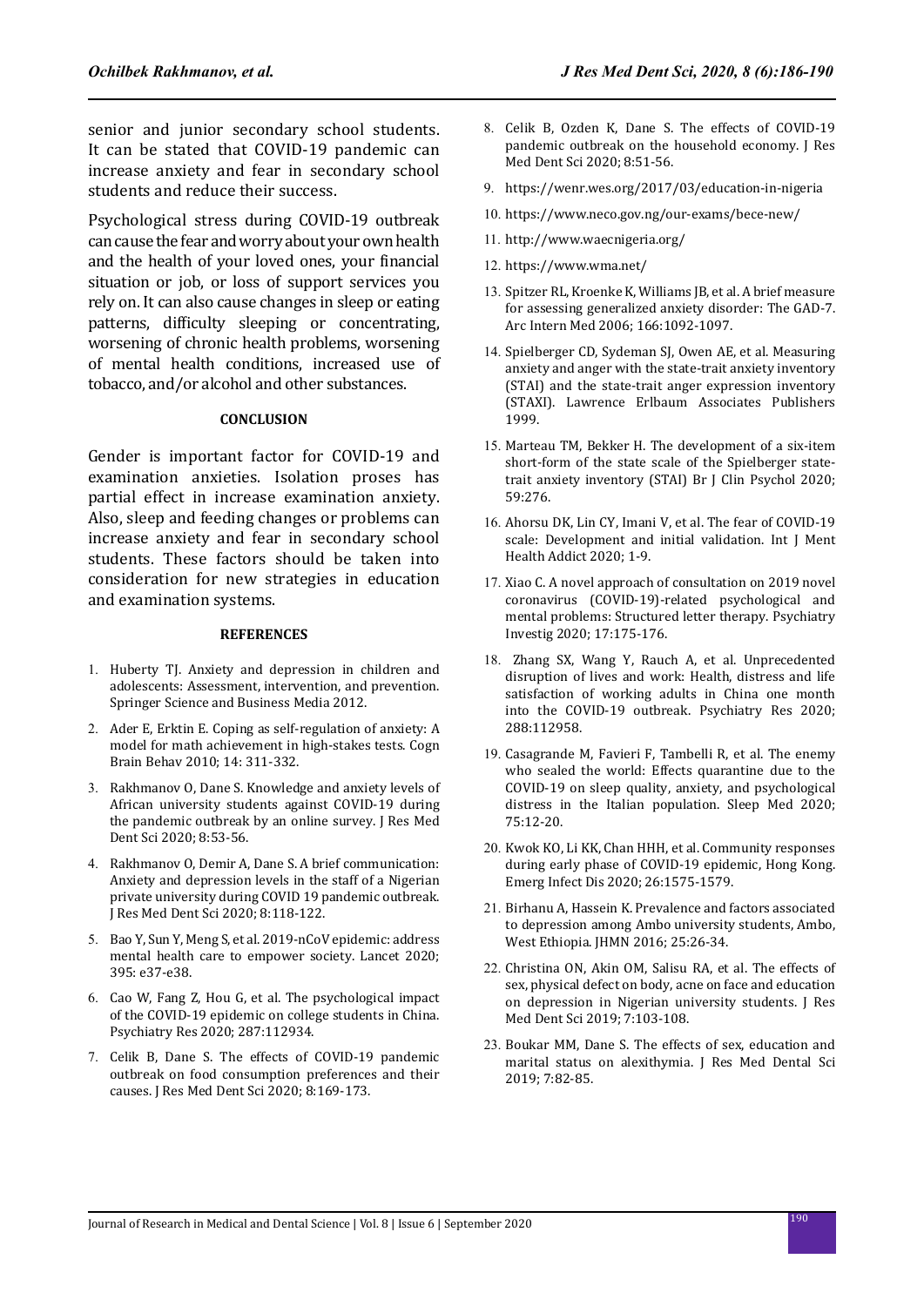senior and junior secondary school students. It can be stated that COVID-19 pandemic can increase anxiety and fear in secondary school students and reduce their success.

Psychological stress during COVID-19 outbreak can cause the fear and worry about your own health and the health of your loved ones, your financial situation or job, or loss of support services you rely on. It can also cause changes in sleep or eating patterns, difficulty sleeping or concentrating, worsening of chronic health problems, worsening of mental health conditions, increased use of tobacco, and/or alcohol and other substances.

## CONCLUSION

Gender is important factor for COVID-19 and examination anxieties. Isolation proses has partial effect in increase examination anxiety. Also, sleep and feeding changes or problems can increase anxiety and fear in secondary school students. These factors should be taken into consideration for new strategies in education and examination systems.

## REFERENCES

1. Huberty TJ. Anxiety and depression in children and adolescents: Assessment, intervention, and prevention. Springer Science and Business Media 2012.
2. Ader E, Erktin E. Coping as self-regulation of anxiety: A model for math achievement in high-stakes tests. Cogn Brain Behav 2010; 14: 311-332.
3. Rakhmanov O, Dane S. Knowledge and anxiety levels of African university students against COVID-19 during the pandemic outbreak by an online survey. J Res Med Dent Sci 2020; 8:53-56.
4. Rakhmanov O, Demir A, Dane S. A brief communication: Anxiety and depression levels in the staff of a Nigerian private university during COVID 19 pandemic outbreak. J Res Med Dent Sci 2020; 8:118-122.
5. Bao Y, Sun Y, Meng S, et al. 2019-nCoV epidemic: address mental health care to empower society. Lancet 2020; 395: e37-e38.
6. Cao W, Fang Z, Hou G, et al. The psychological impact of the COVID-19 epidemic on college students in China. Psychiatry Res 2020; 287:112934.
7. Celik B, Dane S. The effects of COVID-19 pandemic outbreak on food consumption preferences and their causes. J Res Med Dent Sci 2020; 8:169-173.
8. Celik B, Ozden K, Dane S. The effects of COVID-19 pandemic outbreak on the household economy. J Res Med Dent Sci 2020; 8:51-56.
9. https://wenr.wes.org/2017/03/education-in-nigeria
10. https://www.neco.gov.ng/our-exams/bece-new/
11. http://www.waecnigeria.org/
12. https://www.wma.net/
13. Spitzer RL, Kroenke K, Williams JB, et al. A brief measure for assessing generalized anxiety disorder: The GAD-7. Arc Intern Med 2006; 166:1092-1097.
14. Spielberger CD, Sydeman SJ, Owen AE, et al. Measuring anxiety and anger with the state-trait anxiety inventory (STAI) and the state-trait anger expression inventory (STAXI). Lawrence Erlbaum Associates Publishers 1999.
15. Marteau TM, Bekker H. The development of a six-item short-form of the state scale of the Spielberger state-trait anxiety inventory (STAI) Br J Clin Psychol 2020; 59:276.
16. Ahorsu DK, Lin CY, Imani V, et al. The fear of COVID-19 scale: Development and initial validation. Int J Ment Health Addict 2020; 1-9.
17. Xiao C. A novel approach of consultation on 2019 novel coronavirus (COVID-19)-related psychological and mental problems: Structured letter therapy. Psychiatry Investig 2020; 17:175-176.
18. Zhang SX, Wang Y, Rauch A, et al. Unprecedented disruption of lives and work: Health, distress and life satisfaction of working adults in China one month into the COVID-19 outbreak. Psychiatry Res 2020; 288:112958.
19. Casagrande M, Favieri F, Tambelli R, et al. The enemy who sealed the world: Effects quarantine due to the COVID-19 on sleep quality, anxiety, and psychological distress in the Italian population. Sleep Med 2020; 75:12-20.
20. Kwok KO, Li KK, Chan HHH, et al. Community responses during early phase of COVID-19 epidemic, Hong Kong. Emerg Infect Dis 2020; 26:1575-1579.
21. Birhanu A, Hassein K. Prevalence and factors associated to depression among Ambo university students, Ambo, West Ethiopia. JHMN 2016; 25:26-34.
22. Christina ON, Akin OM, Salisu RA, et al. The effects of sex, physical defect on body, acne on face and education on depression in Nigerian university students. J Res Med Dent Sci 2019; 7:103-108.
23. Boukar MM, Dane S. The effects of sex, education and marital status on alexithymia. J Res Med Dental Sci 2019; 7:82-85.